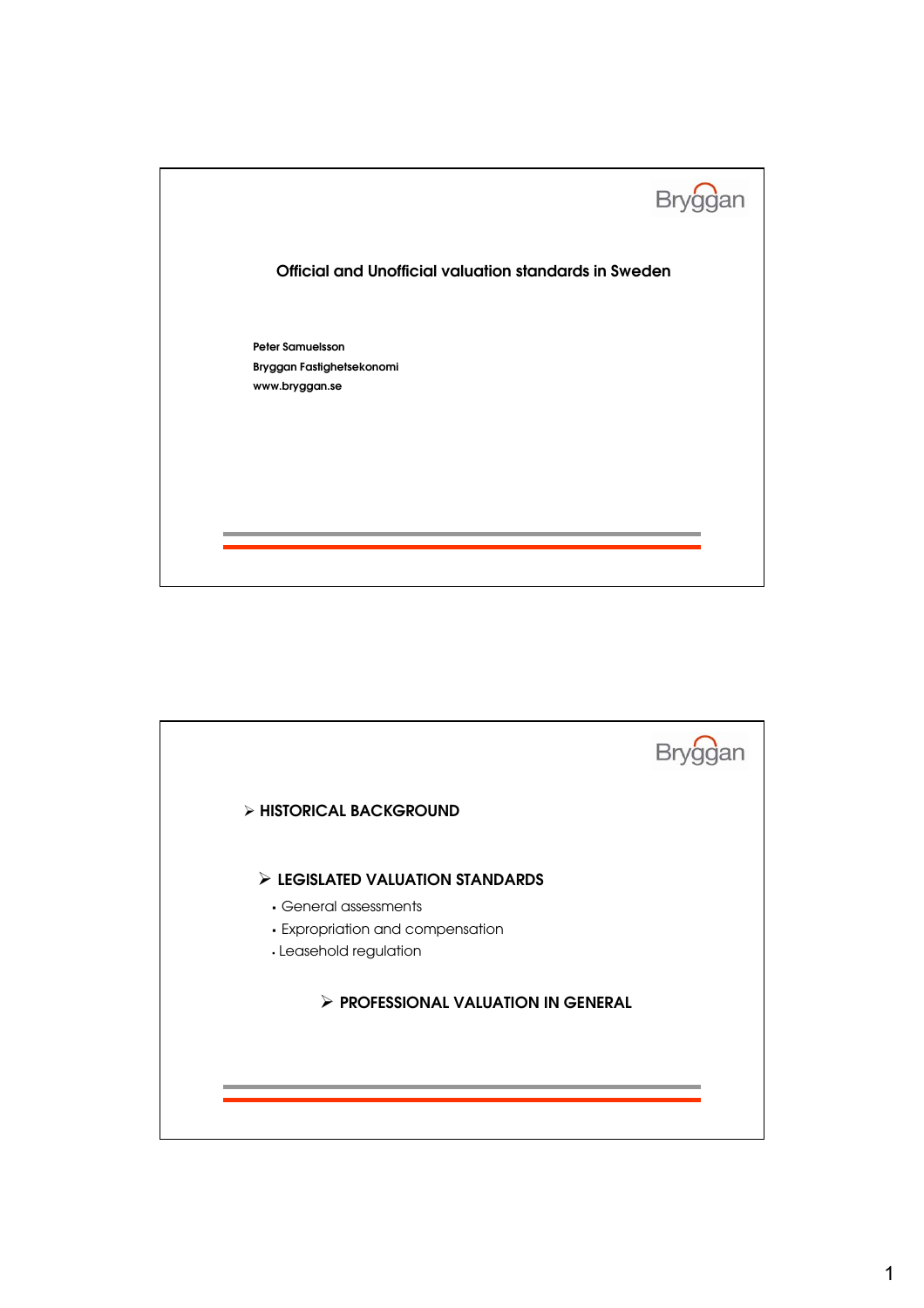Bryggan

# Official and Unofficial valuation standards in Sweden

**Peter Samuelsson**
**Bryggan Fastighetsekonomi**
**www.bryggan.se**

---

Bryggan

- **HISTORICAL BACKGROUND**

- **LEGISLATED VALUATION STANDARDS**
  - General assessments
  - Expropriation and compensation
  - Leasehold regulation

- **PROFESSIONAL VALUATION IN GENERAL**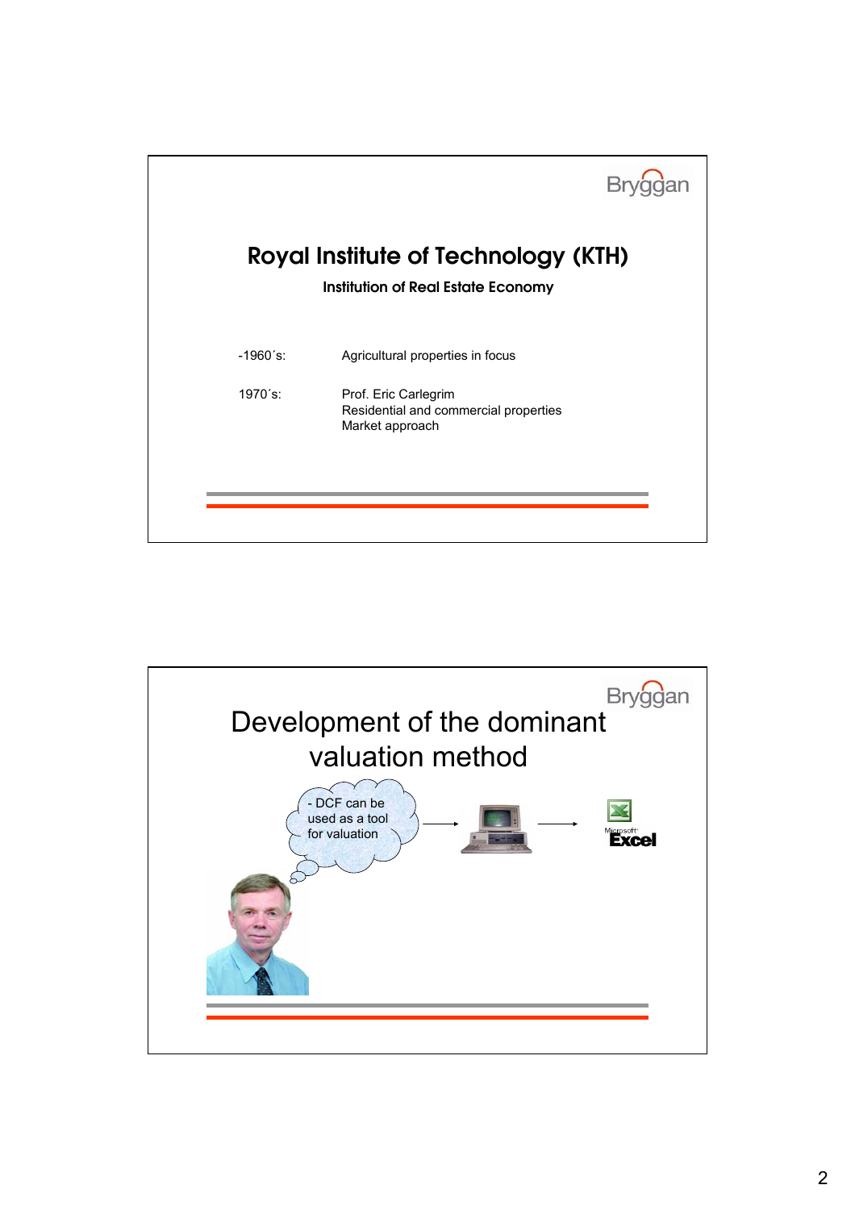Bryggan

# Royal Institute of Technology (KTH)

**Institution of Real Estate Economy**

| | |
|---|---|
| -1960´s: | Agricultural properties in focus |
| 1970´s: | Prof. Eric Carlegrim<br>Residential and commercial properties<br>Market approach |

Bryggan

# Development of the dominant valuation method

- DCF can be used as a tool for valuation

Microsoft Excel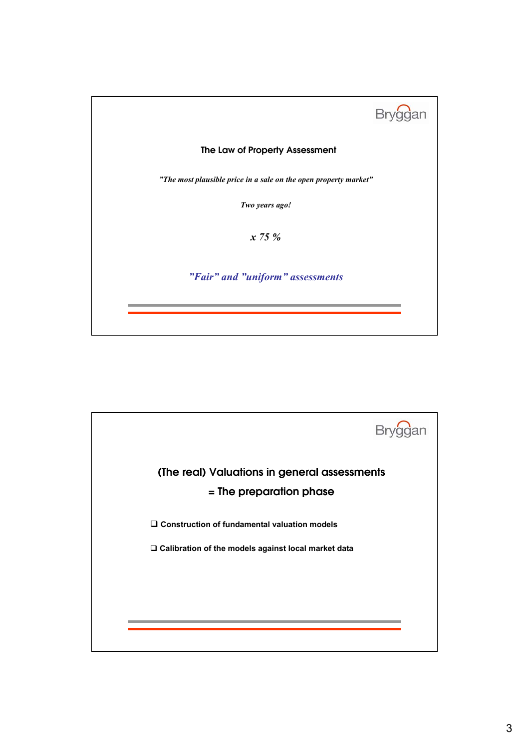Bryggan

## The Law of Property Assessment

*"The most plausible price in a sale on the open property market"*

*Two years ago!*

*x 75 %*

*"Fair" and "uniform" assessments*

---

Bryggan

## (The real) Valuations in general assessments

## = The preparation phase

- **Construction of fundamental valuation models**
- **Calibration of the models against local market data**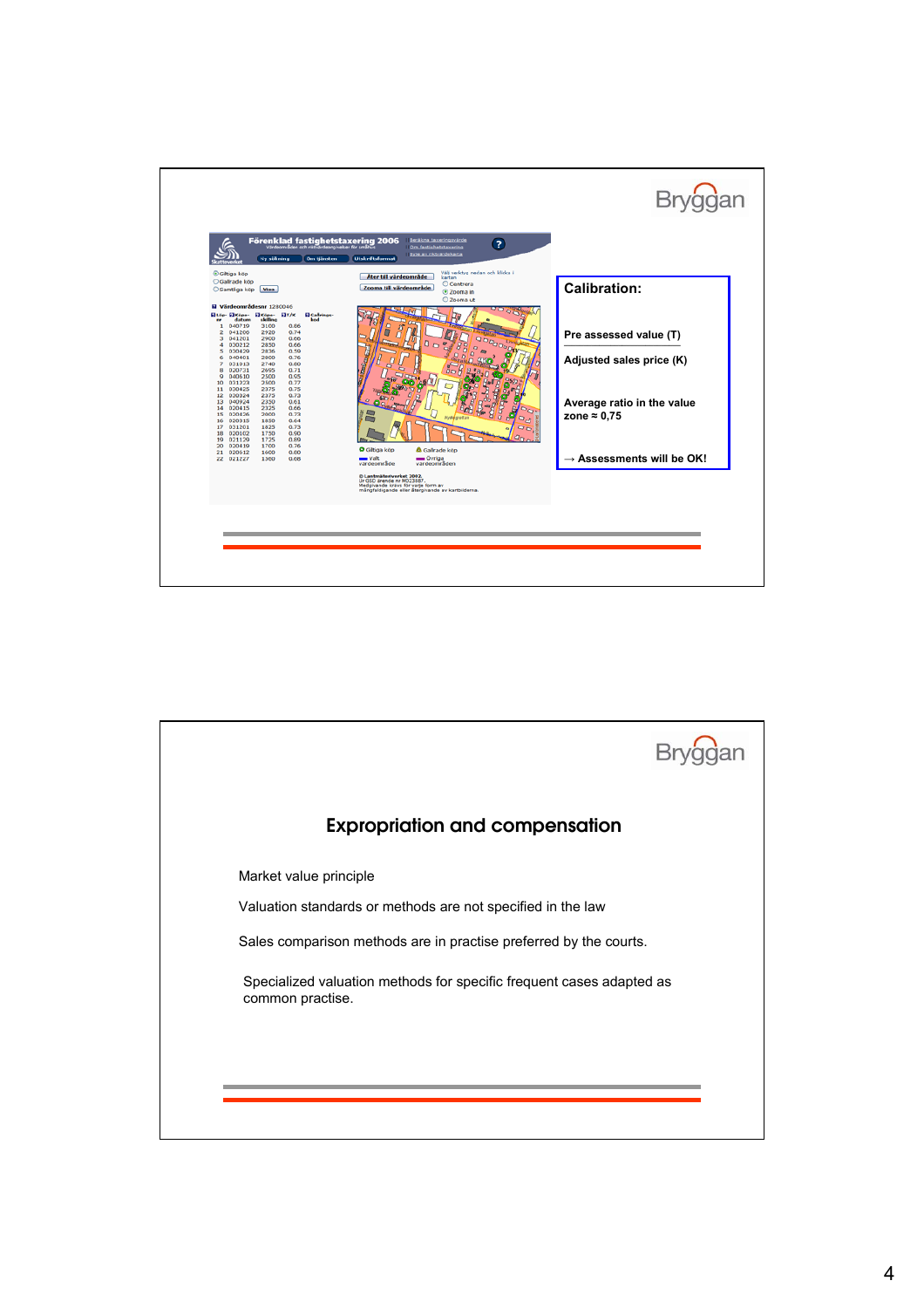Bryggan

**Calibration:**

Pre assessed value (T)

Adjusted sales price (K)

Average ratio in the value zone ≈ 0,75

→ Assessments will be OK!

Bryggan

## Expropriation and compensation

Market value principle

Valuation standards or methods are not specified in the law

Sales comparison methods are in practise preferred by the courts.

Specialized valuation methods for specific frequent cases adapted as common practise.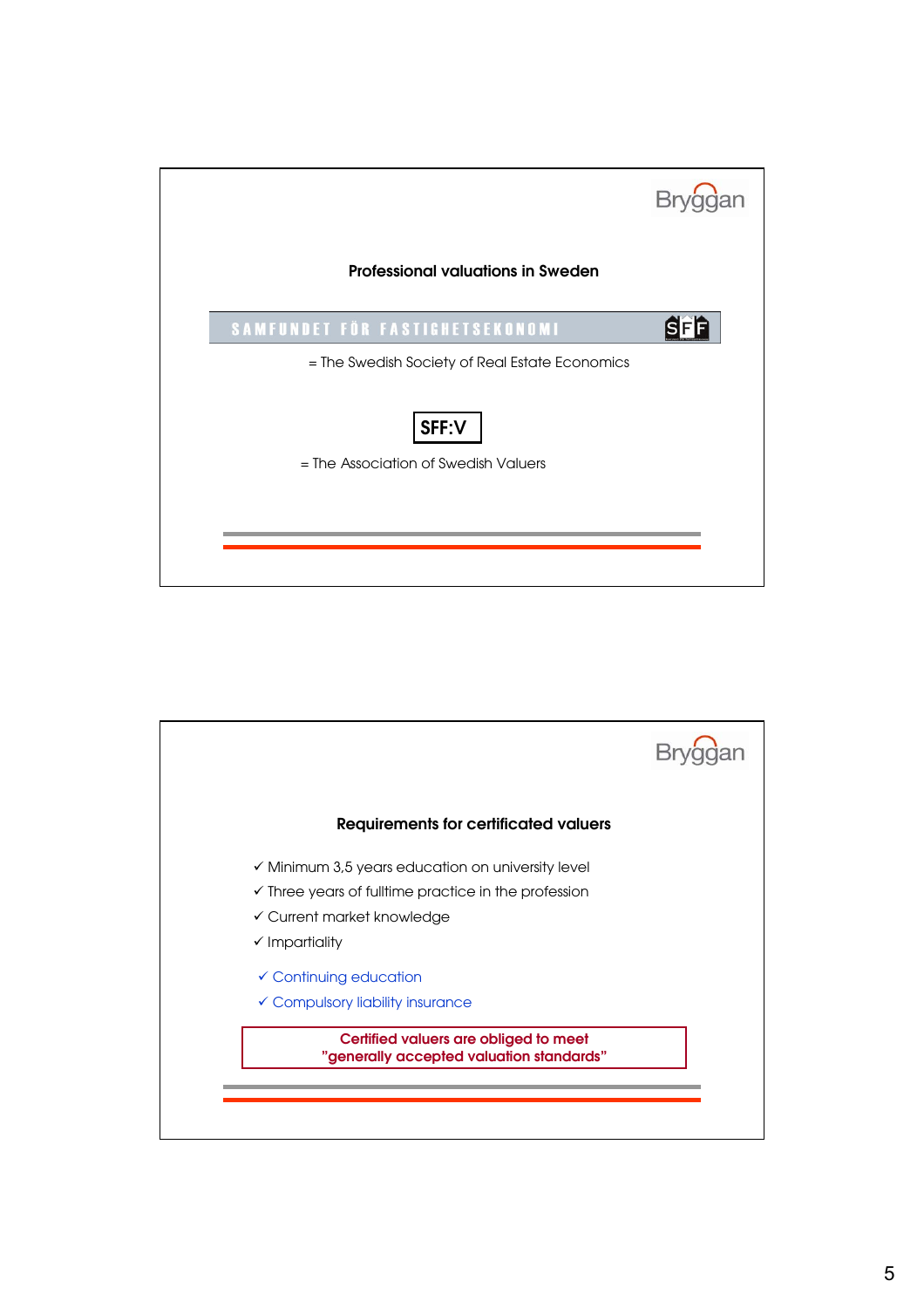Bryggan

## Professional valuations in Sweden

SAMFUNDET FÖR FASTIGHETSEKONOMI — SFF

= The Swedish Society of Real Estate Economics

**SFF:V**

= The Association of Swedish Valuers

---

Bryggan

## Requirements for certificated valuers

- ✓ Minimum 3,5 years education on university level
- ✓ Three years of fulltime practice in the profession
- ✓ Current market knowledge
- ✓ Impartiality

- ✓ Continuing education
- ✓ Compulsory liability insurance

**Certified valuers are obliged to meet "generally accepted valuation standards"**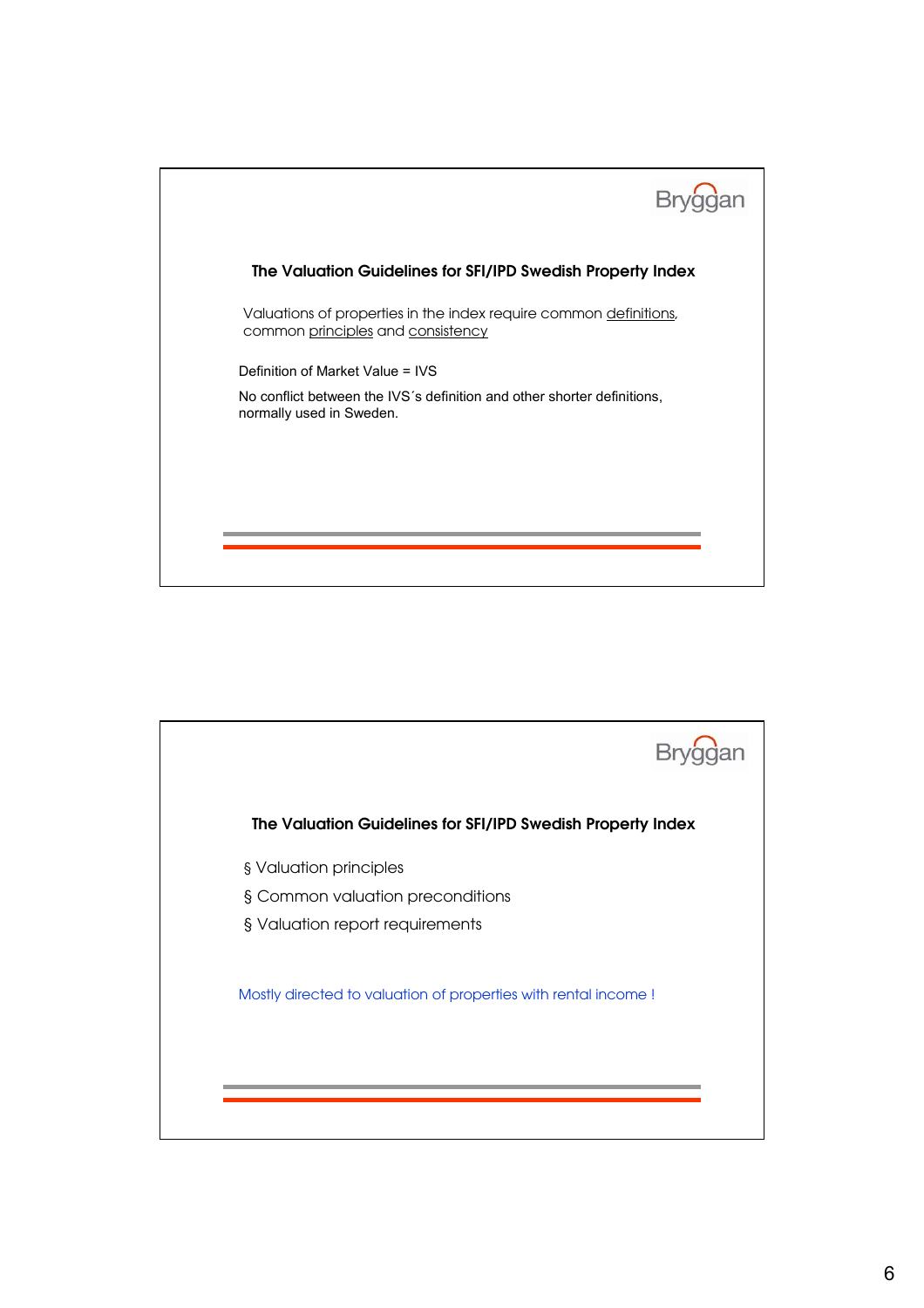Bryggan

## The Valuation Guidelines for SFI/IPD Swedish Property Index

Valuations of properties in the index require common definitions, common principles and consistency

Definition of Market Value = IVS

No conflict between the IVS´s definition and other shorter definitions, normally used in Sweden.

---

Bryggan

## The Valuation Guidelines for SFI/IPD Swedish Property Index

- Valuation principles
- Common valuation preconditions
- Valuation report requirements

Mostly directed to valuation of properties with rental income !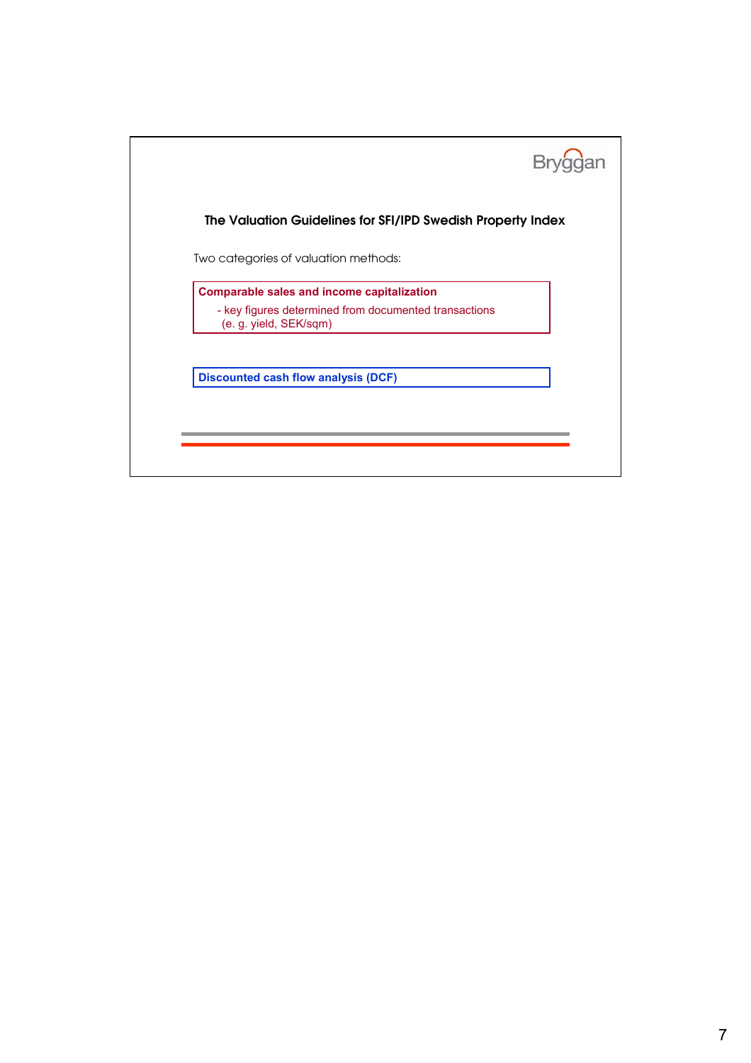Bryggan

## The Valuation Guidelines for SFI/IPD Swedish Property Index

Two categories of valuation methods:

**Comparable sales and income capitalization**

- key figures determined from documented transactions (e. g. yield, SEK/sqm)

**Discounted cash flow analysis (DCF)**